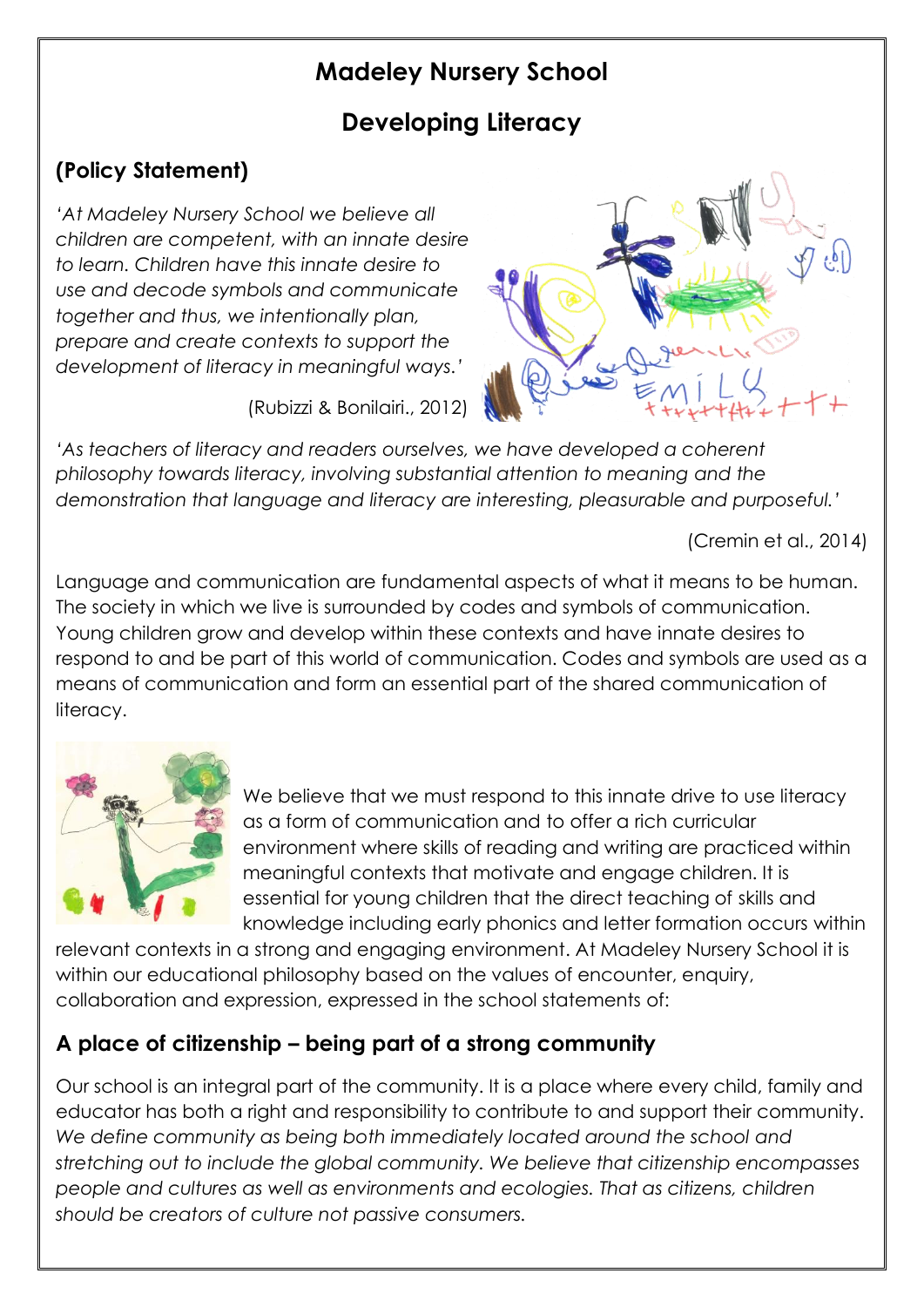# Madeley Nursery School

## Developing Literacy

### (Policy Statement)

*'At Madeley Nursery School we believe all children are competent, with an innate desire to learn. Children have this innate desire to use and decode symbols and communicate together and thus, we intentionally plan, prepare and create contexts to support the development of literacy in meaningful ways.'*

(Rubizzi & Bonilairi., 2012)

*'As teachers of literacy and readers ourselves, we have developed a coherent philosophy towards literacy, involving substantial attention to meaning and the demonstration that language and literacy are interesting, pleasurable and purposeful.'*

(Cremin et al., 2014)

Language and communication are fundamental aspects of what it means to be human. The society in which we live is surrounded by codes and symbols of communication. Young children grow and develop within these contexts and have innate desires to respond to and be part of this world of communication. Codes and symbols are used as a means of communication and form an essential part of the shared communication of literacy.

We believe that we must respond to this innate drive to use literacy as a form of communication and to offer a rich curricular environment where skills of reading and writing are practiced within meaningful contexts that motivate and engage children. It is essential for young children that the direct teaching of skills and knowledge including early phonics and letter formation occurs within relevant contexts in a strong and engaging environment. At Madeley Nursery School it is within our educational philosophy based on the values of encounter, enquiry, collaboration and expression, expressed in the school statements of:

### A place of citizenship – being part of a strong community

Our school is an integral part of the community. It is a place where every child, family and educator has both a right and responsibility to contribute to and support their community. *We define community as being both immediately located around the school and stretching out to include the global community. We believe that citizenship encompasses people and cultures as well as environments and ecologies. That as citizens, children should be creators of culture not passive consumers.*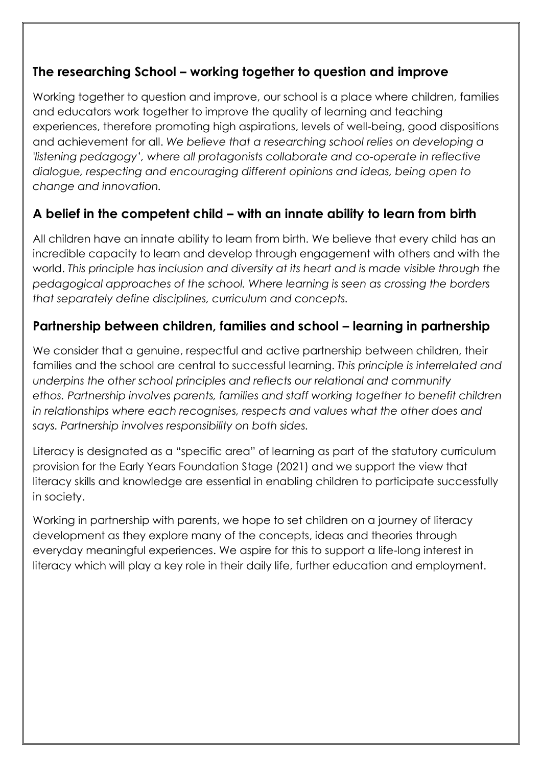## The researching School – working together to question and improve

Working together to question and improve, our school is a place where children, families and educators work together to improve the quality of learning and teaching experiences, therefore promoting high aspirations, levels of well-being, good dispositions and achievement for all. *We believe that a researching school relies on developing a 'listening pedagogy', where all protagonists collaborate and co-operate in reflective dialogue, respecting and encouraging different opinions and ideas, being open to change and innovation.*

## A belief in the competent child – with an innate ability to learn from birth

All children have an innate ability to learn from birth. We believe that every child has an incredible capacity to learn and develop through engagement with others and with the world. *This principle has inclusion and diversity at its heart and is made visible through the pedagogical approaches of the school. Where learning is seen as crossing the borders that separately define disciplines, curriculum and concepts.*

## Partnership between children, families and school – learning in partnership

We consider that a genuine, respectful and active partnership between children, their families and the school are central to successful learning. *This principle is interrelated and underpins the other school principles and reflects our relational and community ethos. Partnership involves parents, families and staff working together to benefit children in relationships where each recognises, respects and values what the other does and says. Partnership involves responsibility on both sides.*

Literacy is designated as a "specific area" of learning as part of the statutory curriculum provision for the Early Years Foundation Stage (2021) and we support the view that literacy skills and knowledge are essential in enabling children to participate successfully in society.

Working in partnership with parents, we hope to set children on a journey of literacy development as they explore many of the concepts, ideas and theories through everyday meaningful experiences. We aspire for this to support a life-long interest in literacy which will play a key role in their daily life, further education and employment.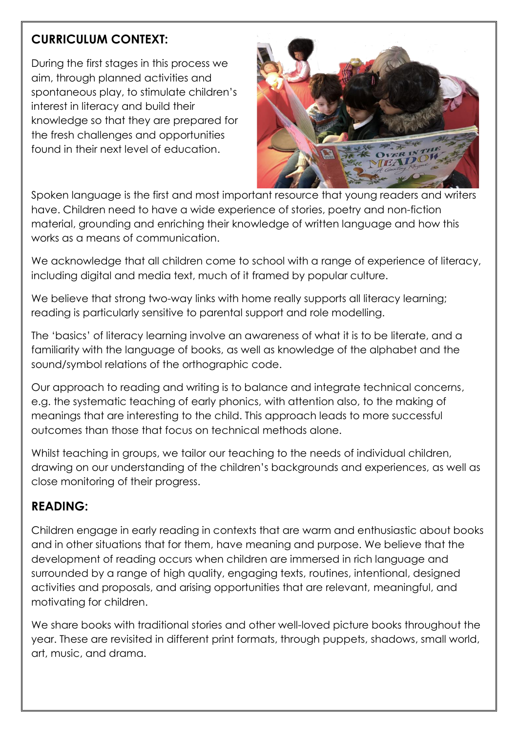## CURRICULUM CONTEXT:

During the first stages in this process we aim, through planned activities and spontaneous play, to stimulate children's interest in literacy and build their knowledge so that they are prepared for the fresh challenges and opportunities found in their next level of education.

Spoken language is the first and most important resource that young readers and writers have. Children need to have a wide experience of stories, poetry and non-fiction material, grounding and enriching their knowledge of written language and how this works as a means of communication.

We acknowledge that all children come to school with a range of experience of literacy, including digital and media text, much of it framed by popular culture.

We believe that strong two-way links with home really supports all literacy learning; reading is particularly sensitive to parental support and role modelling.

The 'basics' of literacy learning involve an awareness of what it is to be literate, and a familiarity with the language of books, as well as knowledge of the alphabet and the sound/symbol relations of the orthographic code.

Our approach to reading and writing is to balance and integrate technical concerns, e.g. the systematic teaching of early phonics, with attention also, to the making of meanings that are interesting to the child. This approach leads to more successful outcomes than those that focus on technical methods alone.

Whilst teaching in groups, we tailor our teaching to the needs of individual children, drawing on our understanding of the children's backgrounds and experiences, as well as close monitoring of their progress.

## READING:

Children engage in early reading in contexts that are warm and enthusiastic about books and in other situations that for them, have meaning and purpose. We believe that the development of reading occurs when children are immersed in rich language and surrounded by a range of high quality, engaging texts, routines, intentional, designed activities and proposals, and arising opportunities that are relevant, meaningful, and motivating for children.

We share books with traditional stories and other well-loved picture books throughout the year. These are revisited in different print formats, through puppets, shadows, small world, art, music, and drama.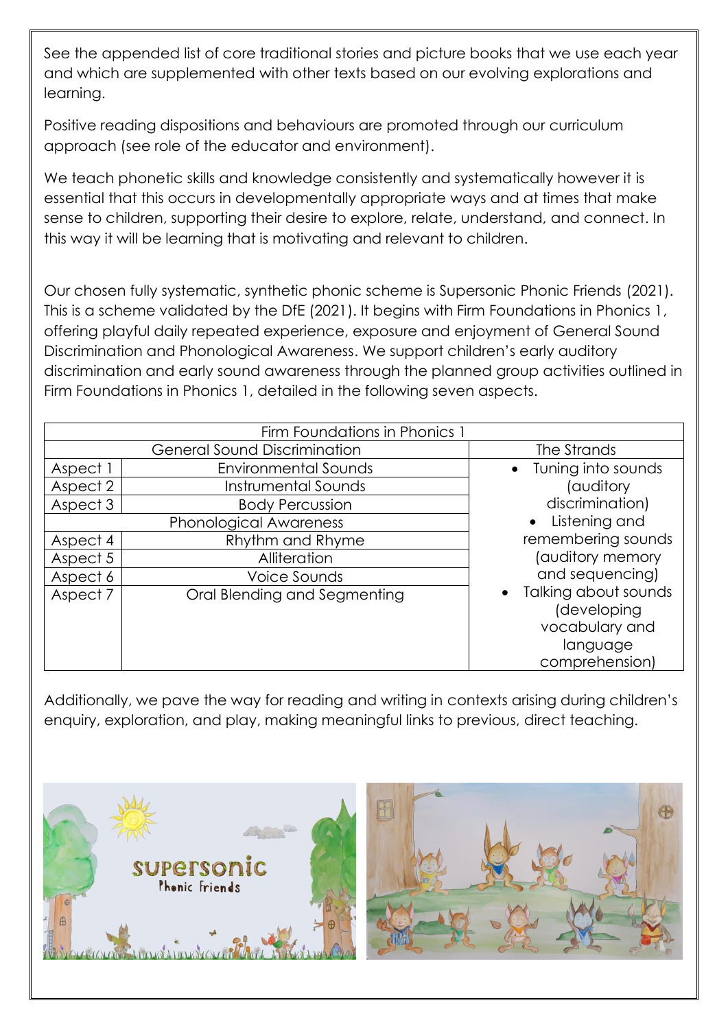See the appended list of core traditional stories and picture books that we use each year and which are supplemented with other texts based on our evolving explorations and learning.

Positive reading dispositions and behaviours are promoted through our curriculum approach (see role of the educator and environment).

We teach phonetic skills and knowledge consistently and systematically however it is essential that this occurs in developmentally appropriate ways and at times that make sense to children, supporting their desire to explore, relate, understand, and connect. In this way it will be learning that is motivating and relevant to children.

Our chosen fully systematic, synthetic phonic scheme is Supersonic Phonic Friends (2021). This is a scheme validated by the DfE (2021). It begins with Firm Foundations in Phonics 1, offering playful daily repeated experience, exposure and enjoyment of General Sound Discrimination and Phonological Awareness. We support children's early auditory discrimination and early sound awareness through the planned group activities outlined in Firm Foundations in Phonics 1, detailed in the following seven aspects.

| Firm Foundations in Phonics 1 | | |
|---|---|---|
| General Sound Discrimination | | The Strands |
| Aspect 1 | Environmental Sounds | • Tuning into sounds (auditory discrimination) • Listening and remembering sounds (auditory memory and sequencing) • Talking about sounds (developing vocabulary and language comprehension) |
| Aspect 2 | Instrumental Sounds | |
| Aspect 3 | Body Percussion | |
| Phonological Awareness | | |
| Aspect 4 | Rhythm and Rhyme | |
| Aspect 5 | Alliteration | |
| Aspect 6 | Voice Sounds | |
| Aspect 7 | Oral Blending and Segmenting | |

Additionally, we pave the way for reading and writing in contexts arising during children's enquiry, exploration, and play, making meaningful links to previous, direct teaching.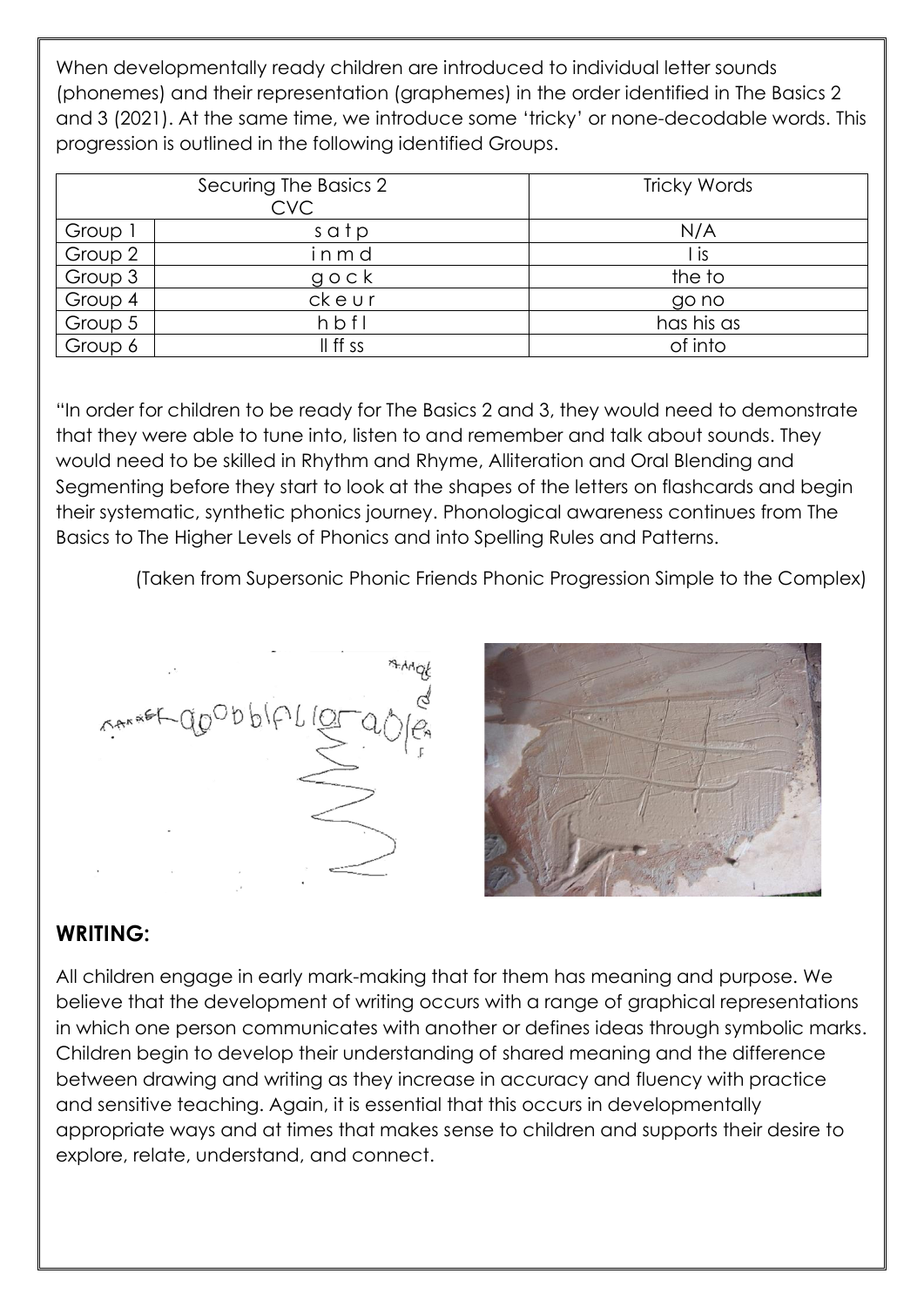When developmentally ready children are introduced to individual letter sounds (phonemes) and their representation (graphemes) in the order identified in The Basics 2 and 3 (2021). At the same time, we introduce some 'tricky' or none-decodable words. This progression is outlined in the following identified Groups.

| Securing The Basics 2 CVC | | Tricky Words |
|---|---|---|
| Group 1 | s a t p | N/A |
| Group 2 | i n m d | I is |
| Group 3 | g o c k | the to |
| Group 4 | ck e u r | go no |
| Group 5 | h b f l | has his as |
| Group 6 | ll ff ss | of into |

"In order for children to be ready for The Basics 2 and 3, they would need to demonstrate that they were able to tune into, listen to and remember and talk about sounds. They would need to be skilled in Rhythm and Rhyme, Alliteration and Oral Blending and Segmenting before they start to look at the shapes of the letters on flashcards and begin their systematic, synthetic phonics journey. Phonological awareness continues from The Basics to The Higher Levels of Phonics and into Spelling Rules and Patterns.

(Taken from Supersonic Phonic Friends Phonic Progression Simple to the Complex)

## WRITING:

All children engage in early mark-making that for them has meaning and purpose. We believe that the development of writing occurs with a range of graphical representations in which one person communicates with another or defines ideas through symbolic marks. Children begin to develop their understanding of shared meaning and the difference between drawing and writing as they increase in accuracy and fluency with practice and sensitive teaching. Again, it is essential that this occurs in developmentally appropriate ways and at times that makes sense to children and supports their desire to explore, relate, understand, and connect.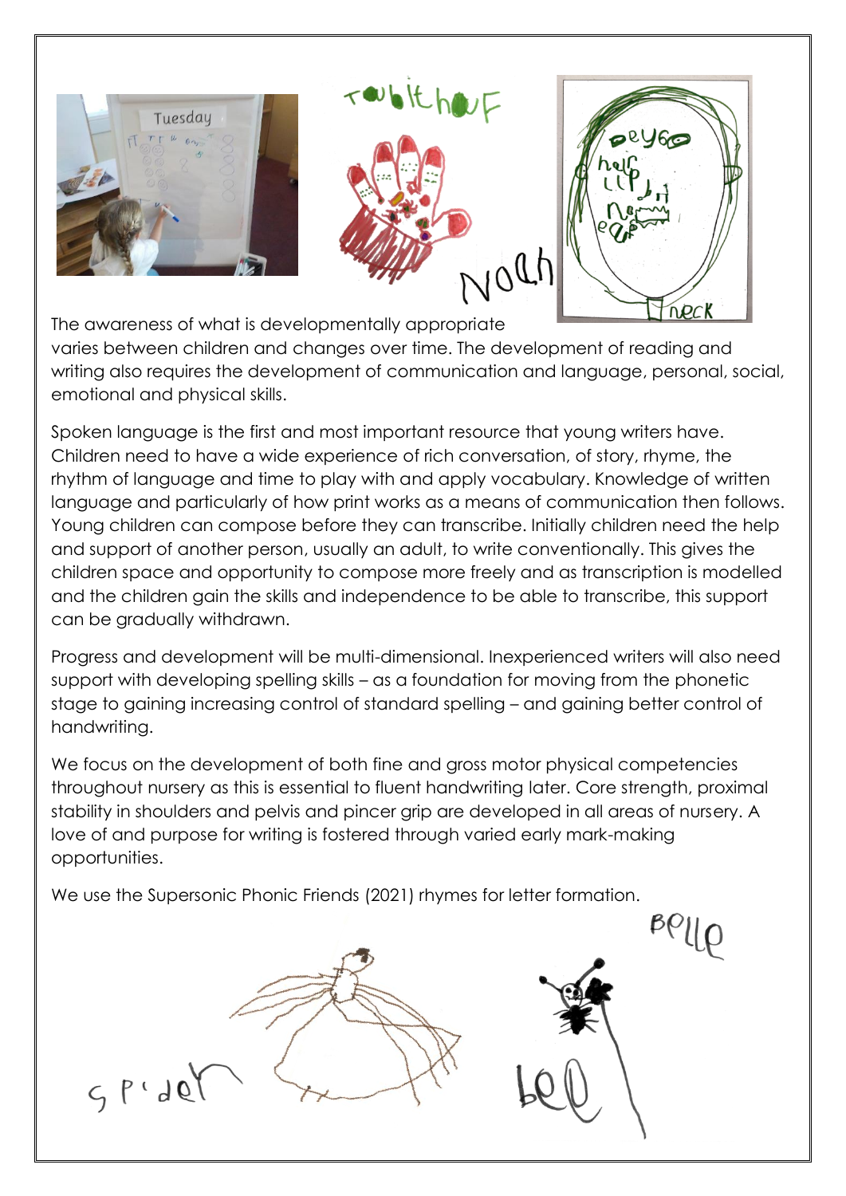The awareness of what is developmentally appropriate varies between children and changes over time. The development of reading and writing also requires the development of communication and language, personal, social, emotional and physical skills.

Spoken language is the first and most important resource that young writers have. Children need to have a wide experience of rich conversation, of story, rhyme, the rhythm of language and time to play with and apply vocabulary. Knowledge of written language and particularly of how print works as a means of communication then follows. Young children can compose before they can transcribe. Initially children need the help and support of another person, usually an adult, to write conventionally. This gives the children space and opportunity to compose more freely and as transcription is modelled and the children gain the skills and independence to be able to transcribe, this support can be gradually withdrawn.

Progress and development will be multi-dimensional. Inexperienced writers will also need support with developing spelling skills – as a foundation for moving from the phonetic stage to gaining increasing control of standard spelling – and gaining better control of handwriting.

We focus on the development of both fine and gross motor physical competencies throughout nursery as this is essential to fluent handwriting later. Core strength, proximal stability in shoulders and pelvis and pincer grip are developed in all areas of nursery. A love of and purpose for writing is fostered through varied early mark-making opportunities.

We use the Supersonic Phonic Friends (2021) rhymes for letter formation.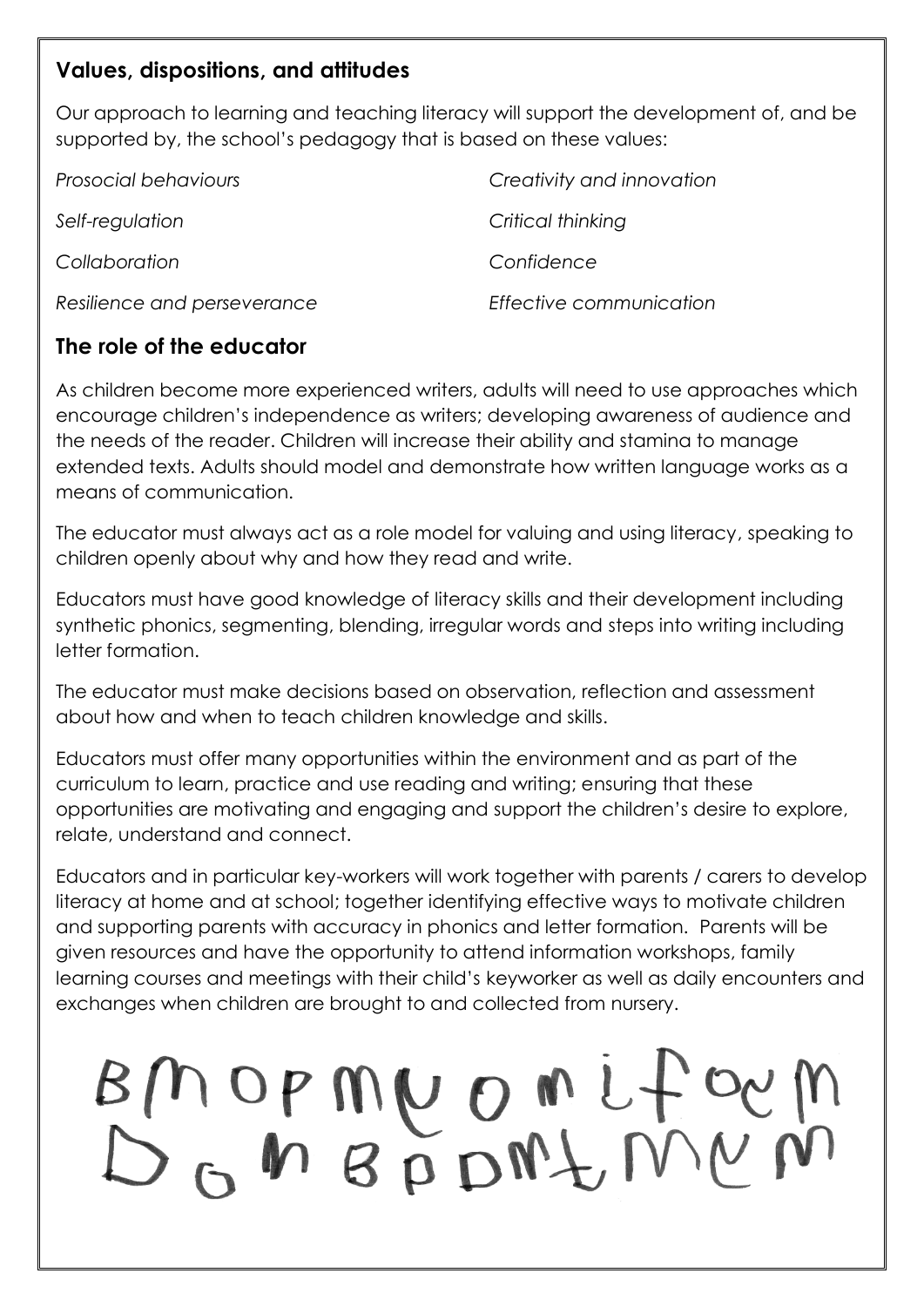## Values, dispositions, and attitudes

Our approach to learning and teaching literacy will support the development of, and be supported by, the school's pedagogy that is based on these values:

*Prosocial behaviours*

*Self-regulation*

*Collaboration*

*Resilience and perseverance*

*Creativity and innovation*

*Critical thinking*

*Confidence*

*Effective communication*

## The role of the educator

As children become more experienced writers, adults will need to use approaches which encourage children's independence as writers; developing awareness of audience and the needs of the reader. Children will increase their ability and stamina to manage extended texts. Adults should model and demonstrate how written language works as a means of communication.

The educator must always act as a role model for valuing and using literacy, speaking to children openly about why and how they read and write.

Educators must have good knowledge of literacy skills and their development including synthetic phonics, segmenting, blending, irregular words and steps into writing including letter formation.

The educator must make decisions based on observation, reflection and assessment about how and when to teach children knowledge and skills.

Educators must offer many opportunities within the environment and as part of the curriculum to learn, practice and use reading and writing; ensuring that these opportunities are motivating and engaging and support the children's desire to explore, relate, understand and connect.

Educators and in particular key-workers will work together with parents / carers to develop literacy at home and at school; together identifying effective ways to motivate children and supporting parents with accuracy in phonics and letter formation. Parents will be given resources and have the opportunity to attend information workshops, family learning courses and meetings with their child's keyworker as well as daily encounters and exchanges when children are brought to and collected from nursery.

BMOPMUOMIfOcM
DOMBPDMtMCM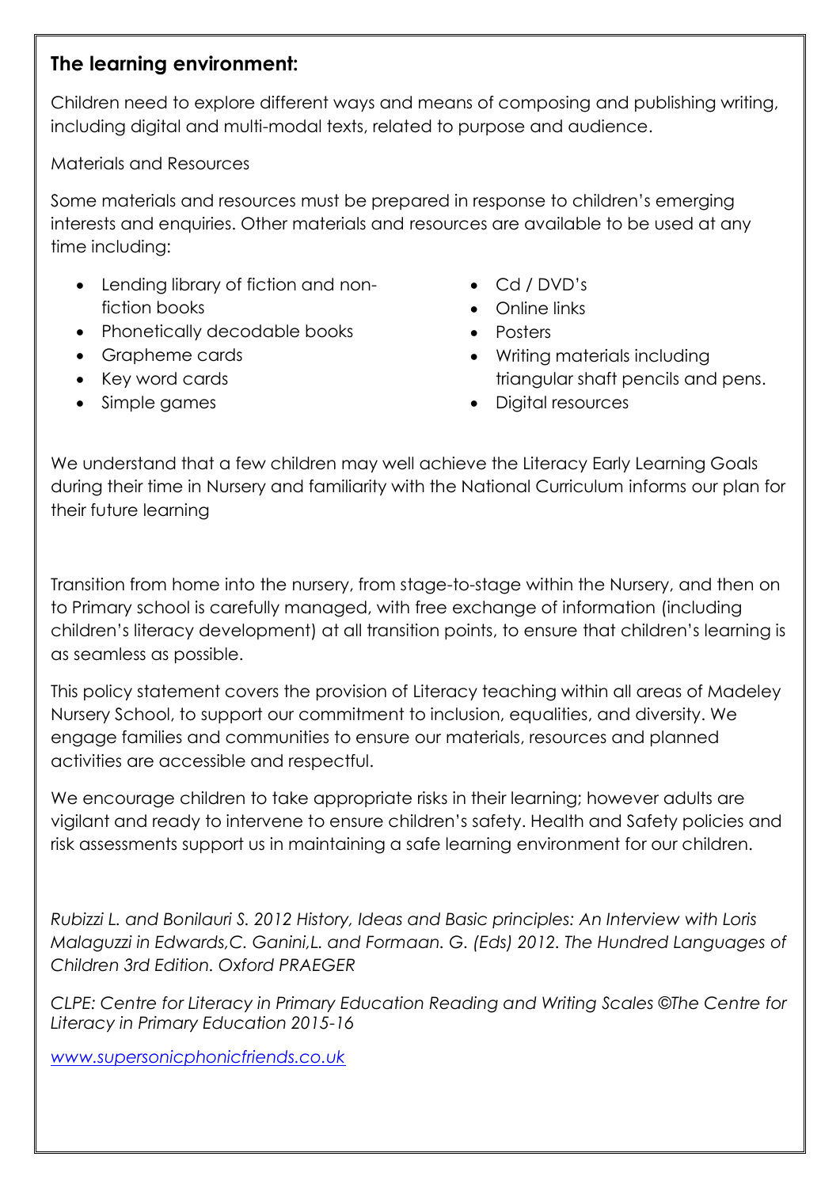## The learning environment:

Children need to explore different ways and means of composing and publishing writing, including digital and multi-modal texts, related to purpose and audience.

Materials and Resources

Some materials and resources must be prepared in response to children's emerging interests and enquiries. Other materials and resources are available to be used at any time including:

- Lending library of fiction and non-fiction books
- Phonetically decodable books
- Grapheme cards
- Key word cards
- Simple games
- Cd / DVD's
- Online links
- Posters
- Writing materials including triangular shaft pencils and pens.
- Digital resources

We understand that a few children may well achieve the Literacy Early Learning Goals during their time in Nursery and familiarity with the National Curriculum informs our plan for their future learning

Transition from home into the nursery, from stage-to-stage within the Nursery, and then on to Primary school is carefully managed, with free exchange of information (including children's literacy development) at all transition points, to ensure that children's learning is as seamless as possible.

This policy statement covers the provision of Literacy teaching within all areas of Madeley Nursery School, to support our commitment to inclusion, equalities, and diversity. We engage families and communities to ensure our materials, resources and planned activities are accessible and respectful.

We encourage children to take appropriate risks in their learning; however adults are vigilant and ready to intervene to ensure children's safety. Health and Safety policies and risk assessments support us in maintaining a safe learning environment for our children.

*Rubizzi L. and Bonilauri S. 2012 History, Ideas and Basic principles: An Interview with Loris Malaguzzi in Edwards,C. Ganini,L. and Formaan. G. (Eds) 2012. The Hundred Languages of Children 3rd Edition. Oxford PRAEGER*

*CLPE: Centre for Literacy in Primary Education Reading and Writing Scales ©The Centre for Literacy in Primary Education 2015-16*

*www.supersonicphonicfriends.co.uk*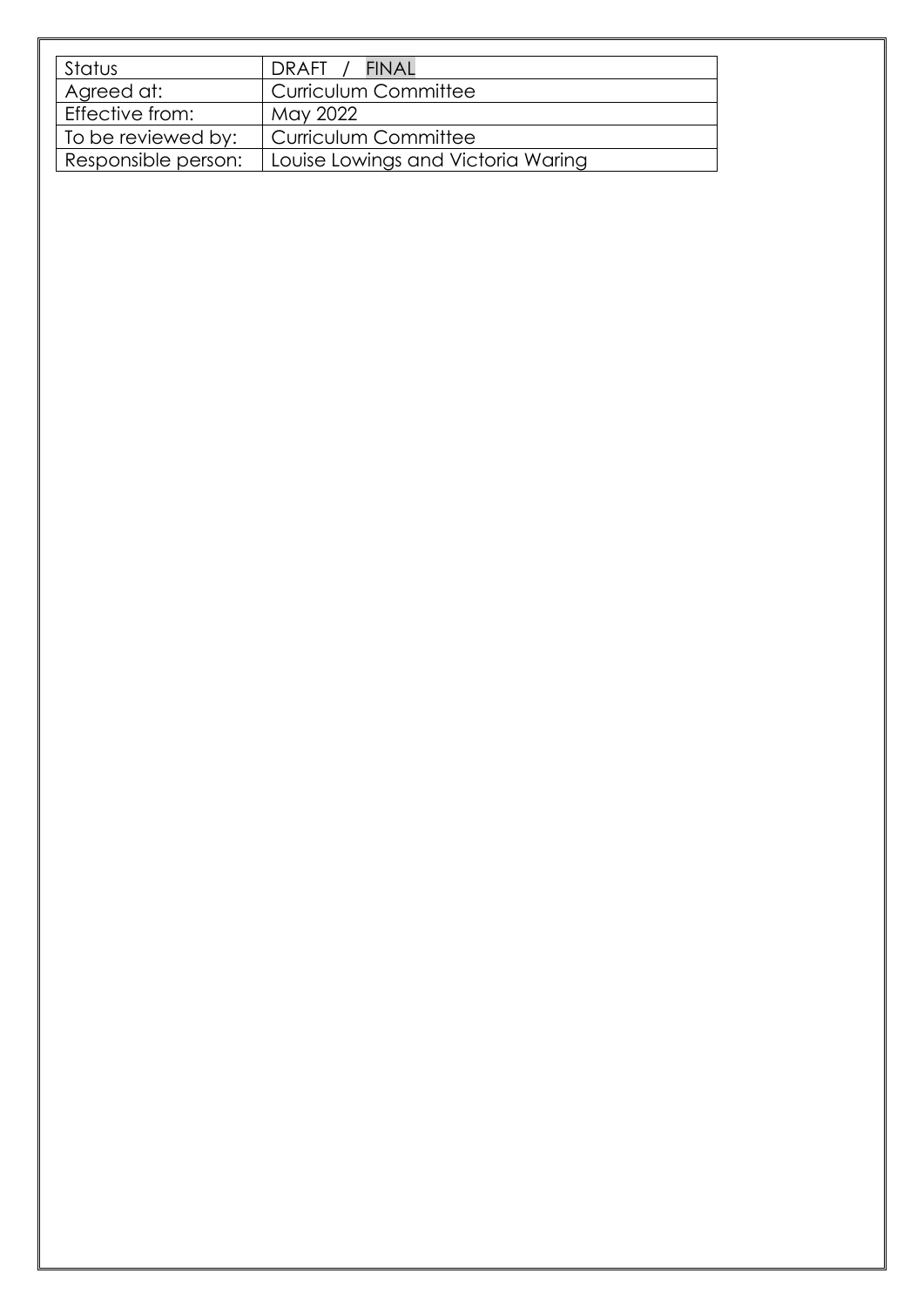| Status | DRAFT / FINAL |
|---|---|
| Agreed at: | Curriculum Committee |
| Effective from: | May 2022 |
| To be reviewed by: | Curriculum Committee |
| Responsible person: | Louise Lowings and Victoria Waring |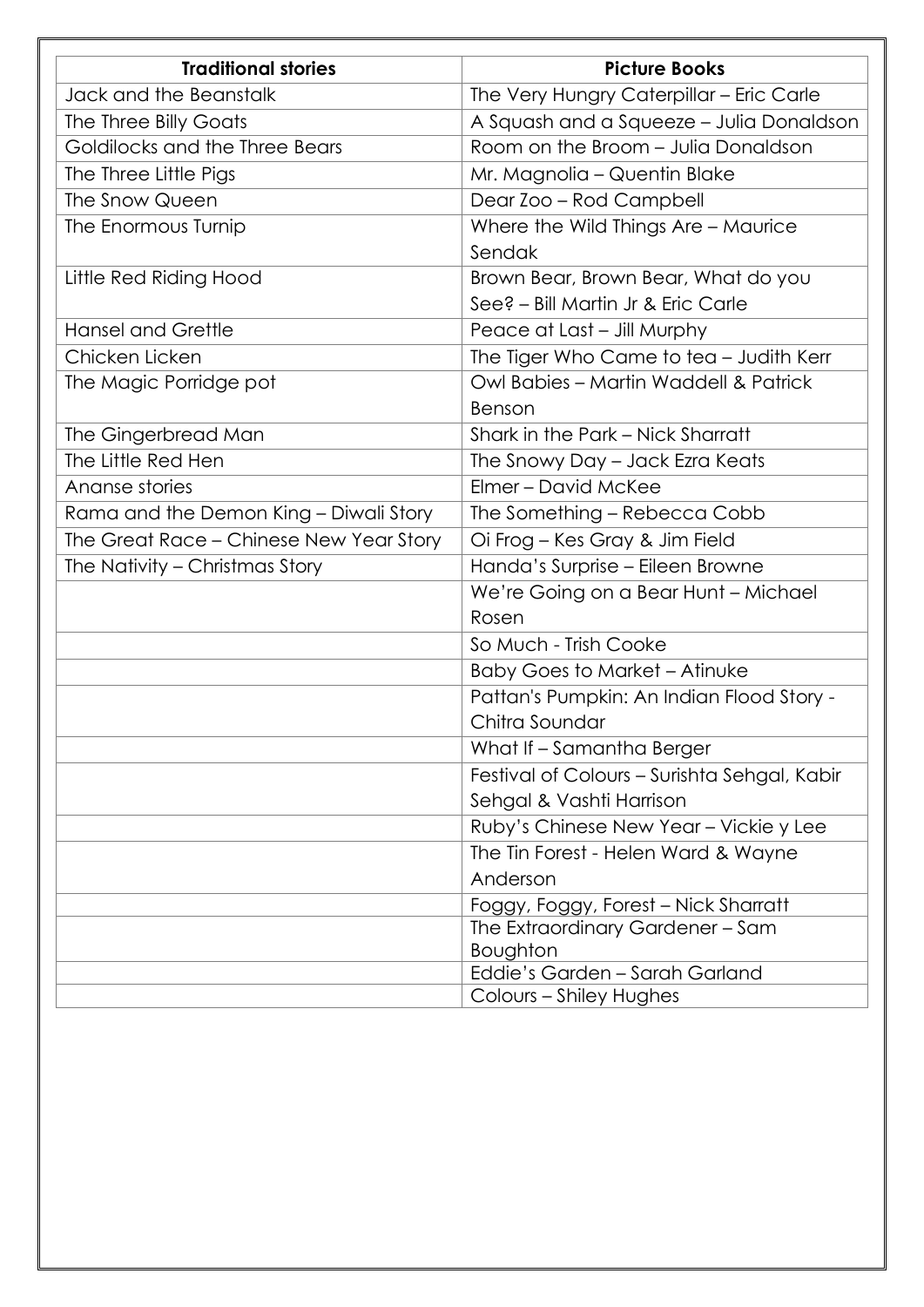| Traditional stories | Picture Books |
|---|---|
| Jack and the Beanstalk | The Very Hungry Caterpillar – Eric Carle |
| The Three Billy Goats | A Squash and a Squeeze – Julia Donaldson |
| Goldilocks and the Three Bears | Room on the Broom – Julia Donaldson |
| The Three Little Pigs | Mr. Magnolia – Quentin Blake |
| The Snow Queen | Dear Zoo – Rod Campbell |
| The Enormous Turnip | Where the Wild Things Are – Maurice Sendak |
| Little Red Riding Hood | Brown Bear, Brown Bear, What do you See? – Bill Martin Jr & Eric Carle |
| Hansel and Grettle | Peace at Last – Jill Murphy |
| Chicken Licken | The Tiger Who Came to tea – Judith Kerr |
| The Magic Porridge pot | Owl Babies – Martin Waddell & Patrick Benson |
| The Gingerbread Man | Shark in the Park – Nick Sharratt |
| The Little Red Hen | The Snowy Day – Jack Ezra Keats |
| Ananse stories | Elmer – David McKee |
| Rama and the Demon King – Diwali Story | The Something – Rebecca Cobb |
| The Great Race – Chinese New Year Story | Oi Frog – Kes Gray & Jim Field |
| The Nativity – Christmas Story | Handa's Surprise – Eileen Browne |
| | We're Going on a Bear Hunt – Michael Rosen |
| | So Much - Trish Cooke |
| | Baby Goes to Market – Atinuke |
| | Pattan's Pumpkin: An Indian Flood Story - Chitra Soundar |
| | What If – Samantha Berger |
| | Festival of Colours – Surishta Sehgal, Kabir Sehgal & Vashti Harrison |
| | Ruby's Chinese New Year – Vickie y Lee |
| | The Tin Forest - Helen Ward & Wayne Anderson |
| | Foggy, Foggy, Forest – Nick Sharratt |
| | The Extraordinary Gardener – Sam Boughton |
| | Eddie's Garden – Sarah Garland |
| | Colours – Shiley Hughes |